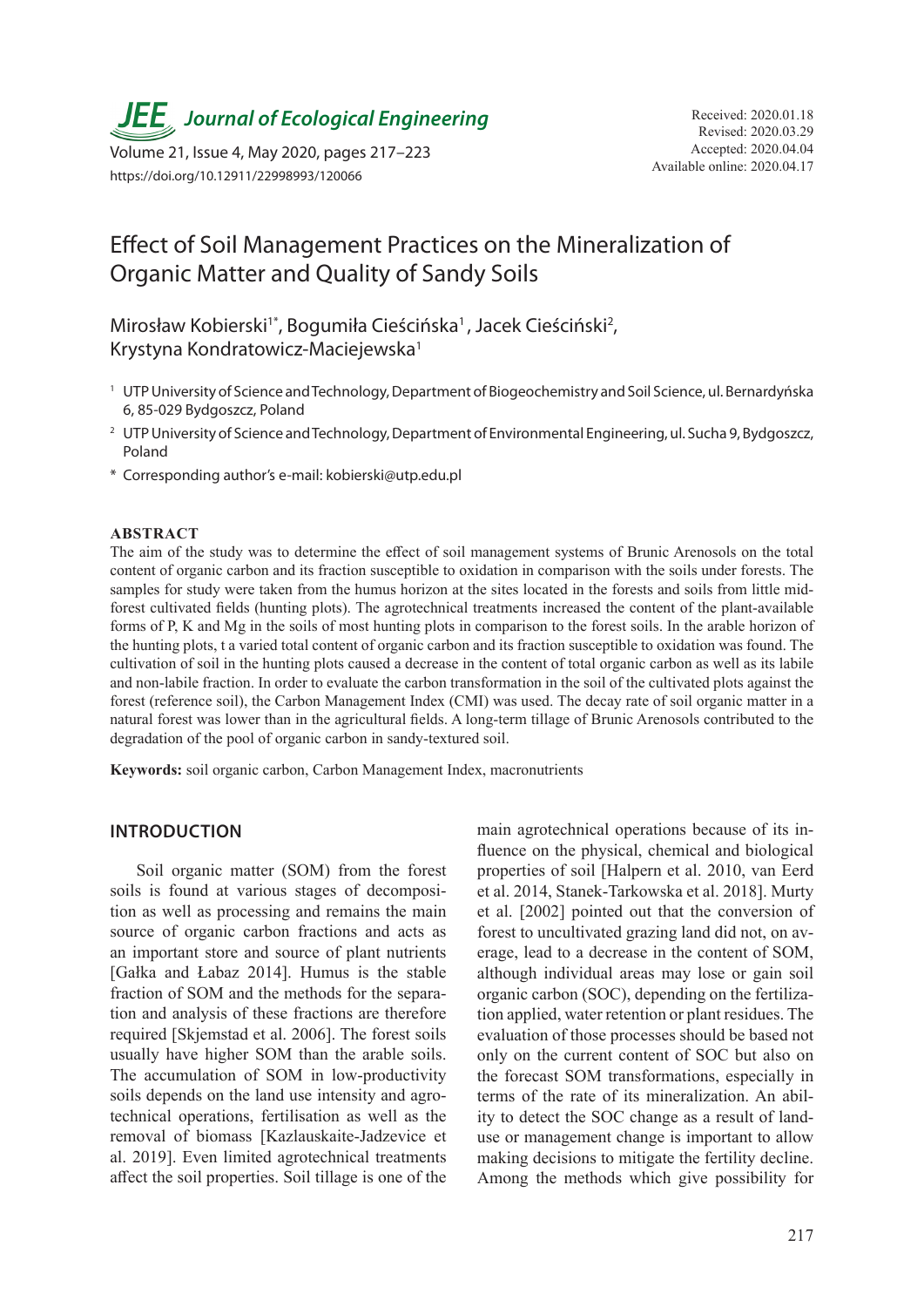# Effect of Soil Management Practices on the Mineralization of Organic Matter and Quality of Sandy Soils

Mirosław Kobierski[1*], Bogumiła Cieścińska[1], Jacek Cieściński[2], Krystyna Kondratowicz-Maciejewska[1]

[1] UTP University of Science and Technology, Department of Biogeochemistry and Soil Science, ul. Bernardyńska 6, 85-029 Bydgoszcz, Poland

[2] UTP University of Science and Technology, Department of Environmental Engineering, ul. Sucha 9, Bydgoszcz, Poland

\* Corresponding author's e-mail: kobierski@utp.edu.pl

Received: 2020.01.18
Revised: 2020.03.29
Accepted: 2020.04.04
Available online: 2020.04.17

## ABSTRACT

The aim of the study was to determine the effect of soil management systems of Brunic Arenosols on the total content of organic carbon and its fraction susceptible to oxidation in comparison with the soils under forests. The samples for study were taken from the humus horizon at the sites located in the forests and soils from little mid-forest cultivated fields (hunting plots). The agrotechnical treatments increased the content of the plant-available forms of P, K and Mg in the soils of most hunting plots in comparison to the forest soils. In the arable horizon of the hunting plots, t a varied total content of organic carbon and its fraction susceptible to oxidation was found. The cultivation of soil in the hunting plots caused a decrease in the content of total organic carbon as well as its labile and non-labile fraction. In order to evaluate the carbon transformation in the soil of the cultivated plots against the forest (reference soil), the Carbon Management Index (CMI) was used. The decay rate of soil organic matter in a natural forest was lower than in the agricultural fields. A long-term tillage of Brunic Arenosols contributed to the degradation of the pool of organic carbon in sandy-textured soil.

**Keywords:** soil organic carbon, Carbon Management Index, macronutrients

## INTRODUCTION

Soil organic matter (SOM) from the forest soils is found at various stages of decomposition as well as processing and remains the main source of organic carbon fractions and acts as an important store and source of plant nutrients [Gałka and Łabaz 2014]. Humus is the stable fraction of SOM and the methods for the separation and analysis of these fractions are therefore required [Skjemstad et al. 2006]. The forest soils usually have higher SOM than the arable soils. The accumulation of SOM in low-productivity soils depends on the land use intensity and agrotechnical operations, fertilisation as well as the removal of biomass [Kazlauskaite-Jadzevice et al. 2019]. Even limited agrotechnical treatments affect the soil properties. Soil tillage is one of the main agrotechnical operations because of its influence on the physical, chemical and biological properties of soil [Halpern et al. 2010, van Eerd et al. 2014, Stanek-Tarkowska et al. 2018]. Murty et al. [2002] pointed out that the conversion of forest to uncultivated grazing land did not, on average, lead to a decrease in the content of SOM, although individual areas may lose or gain soil organic carbon (SOC), depending on the fertilization applied, water retention or plant residues. The evaluation of those processes should be based not only on the current content of SOC but also on the forecast SOM transformations, especially in terms of the rate of its mineralization. An ability to detect the SOC change as a result of land-use or management change is important to allow making decisions to mitigate the fertility decline. Among the methods which give possibility for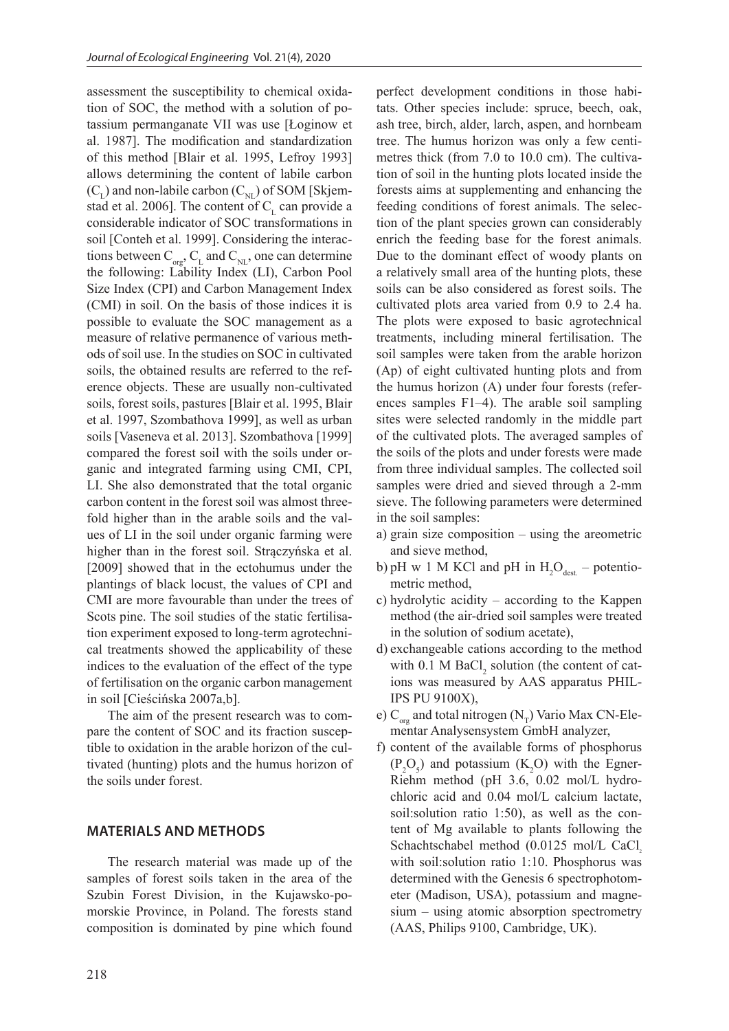assessment the susceptibility to chemical oxidation of SOC, the method with a solution of potassium permanganate VII was use [Łoginow et al. 1987]. The modification and standardization of this method [Blair et al. 1995, Lefroy 1993] allows determining the content of labile carbon ($C_L$) and non-labile carbon ($C_{NL}$) of SOM [Skjemstad et al. 2006]. The content of $C_L$ can provide a considerable indicator of SOC transformations in soil [Conteh et al. 1999]. Considering the interactions between $C_{org}$, $C_L$ and $C_{NL}$, one can determine the following: Lability Index (LI), Carbon Pool Size Index (CPI) and Carbon Management Index (CMI) in soil. On the basis of those indices it is possible to evaluate the SOC management as a measure of relative permanence of various methods of soil use. In the studies on SOC in cultivated soils, the obtained results are referred to the reference objects. These are usually non-cultivated soils, forest soils, pastures [Blair et al. 1995, Blair et al. 1997, Szombathova 1999], as well as urban soils [Vaseneva et al. 2013]. Szombathova [1999] compared the forest soil with the soils under organic and integrated farming using CMI, CPI, LI. She also demonstrated that the total organic carbon content in the forest soil was almost threefold higher than in the arable soils and the values of LI in the soil under organic farming were higher than in the forest soil. Strączyńska et al. [2009] showed that in the ectohumus under the plantings of black locust, the values of CPI and CMI are more favourable than under the trees of Scots pine. The soil studies of the static fertilisation experiment exposed to long-term agrotechnical treatments showed the applicability of these indices to the evaluation of the effect of the type of fertilisation on the organic carbon management in soil [Cieścińska 2007a,b].

The aim of the present research was to compare the content of SOC and its fraction susceptible to oxidation in the arable horizon of the cultivated (hunting) plots and the humus horizon of the soils under forest.

## MATERIALS AND METHODS

The research material was made up of the samples of forest soils taken in the area of the Szubin Forest Division, in the Kujawsko-pomorskie Province, in Poland. The forests stand composition is dominated by pine which found perfect development conditions in those habitats. Other species include: spruce, beech, oak, ash tree, birch, alder, larch, aspen, and hornbeam tree. The humus horizon was only a few centimetres thick (from 7.0 to 10.0 cm). The cultivation of soil in the hunting plots located inside the forests aims at supplementing and enhancing the feeding conditions of forest animals. The selection of the plant species grown can considerably enrich the feeding base for the forest animals. Due to the dominant effect of woody plants on a relatively small area of the hunting plots, these soils can be also considered as forest soils. The cultivated plots area varied from 0.9 to 2.4 ha. The plots were exposed to basic agrotechnical treatments, including mineral fertilisation. The soil samples were taken from the arable horizon (Ap) of eight cultivated hunting plots and from the humus horizon (A) under four forests (references samples F1–4). The arable soil sampling sites were selected randomly in the middle part of the cultivated plots. The averaged samples of the soils of the plots and under forests were made from three individual samples. The collected soil samples were dried and sieved through a 2-mm sieve. The following parameters were determined in the soil samples:

a) grain size composition – using the areometric and sieve method,
b) pH w 1 M KCl and pH in $H_2O_{dest.}$ – potentiometric method,
c) hydrolytic acidity – according to the Kappen method (the air-dried soil samples were treated in the solution of sodium acetate),
d) exchangeable cations according to the method with 0.1 M $BaCl_2$ solution (the content of cations was measured by AAS apparatus PHILIPS PU 9100X),
e) $C_{org}$ and total nitrogen ($N_T$) Vario Max CN-Elementar Analysensystem GmbH analyzer,
f) content of the available forms of phosphorus ($P_2O_5$) and potassium ($K_2O$) with the Egner-Riehm method (pH 3.6, 0.02 mol/L hydrochloric acid and 0.04 mol/L calcium lactate, soil:solution ratio 1:50), as well as the content of Mg available to plants following the Schachtschabel method (0.0125 mol/L $CaCl_2$ with soil:solution ratio 1:10. Phosphorus was determined with the Genesis 6 spectrophotometer (Madison, USA), potassium and magnesium – using atomic absorption spectrometry (AAS, Philips 9100, Cambridge, UK).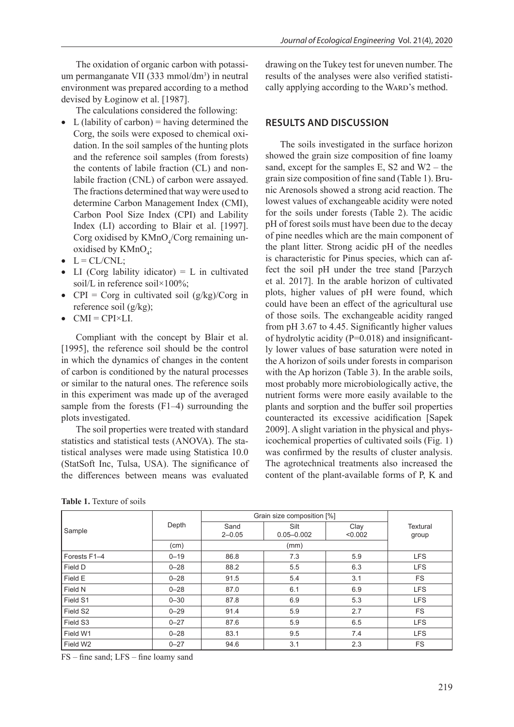The oxidation of organic carbon with potassium permanganate VII (333 mmol/dm$^3$) in neutral environment was prepared according to a method devised by Łoginow et al. [1987].

The calculations considered the following:

- L (lability of carbon) = having determined the Corg, the soils were exposed to chemical oxidation. In the soil samples of the hunting plots and the reference soil samples (from forests) the contents of labile fraction (CL) and non-labile fraction (CNL) of carbon were assayed. The fractions determined that way were used to determine Carbon Management Index (CMI), Carbon Pool Size Index (CPI) and Lability Index (LI) according to Blair et al. [1997]. Corg oxidised by $KMnO_4$/Corg remaining unoxidised by $KMnO_4$;
- L = CL/CNL;
- LI (Corg lability idicator) = L in cultivated soil/L in reference soil×100%;
- CPI = Corg in cultivated soil (g/kg)/Corg in reference soil (g/kg);
- CMI = CPI×LI.

Compliant with the concept by Blair et al. [1995], the reference soil should be the control in which the dynamics of changes in the content of carbon is conditioned by the natural processes or similar to the natural ones. The reference soils in this experiment was made up of the averaged sample from the forests (F1–4) surrounding the plots investigated.

The soil properties were treated with standard statistics and statistical tests (ANOVA). The statistical analyses were made using Statistica 10.0 (StatSoft Inc, Tulsa, USA). The significance of the differences between means was evaluated drawing on the Tukey test for uneven number. The results of the analyses were also verified statistically applying according to the Ward's method.

## RESULTS AND DISCUSSION

The soils investigated in the surface horizon showed the grain size composition of fine loamy sand, except for the samples E, S2 and W2 – the grain size composition of fine sand (Table 1). Brunic Arenosols showed a strong acid reaction. The lowest values of exchangeable acidity were noted for the soils under forests (Table 2). The acidic pH of forest soils must have been due to the decay of pine needles which are the main component of the plant litter. Strong acidic pH of the needles is characteristic for Pinus species, which can affect the soil pH under the tree stand [Parzych et al. 2017]. In the arable horizon of cultivated plots, higher values of pH were found, which could have been an effect of the agricultural use of those soils. The exchangeable acidity ranged from pH 3.67 to 4.45. Significantly higher values of hydrolytic acidity (P=0.018) and insignificantly lower values of base saturation were noted in the A horizon of soils under forests in comparison with the Ap horizon (Table 3). In the arable soils, most probably more microbiologically active, the nutrient forms were more easily available to the plants and sorption and the buffer soil properties counteracted its excessive acidification [Sapek 2009]. A slight variation in the physical and physicochemical properties of cultivated soils (Fig. 1) was confirmed by the results of cluster analysis. The agrotechnical treatments also increased the content of the plant-available forms of P, K and

**Table 1.** Texture of soils

| Sample | Depth | Grain size composition [%] | | | Textural group |
|---|---|---|---|---|---|
| | | Sand 2–0.05 | Silt 0.05–0.002 | Clay <0.002 | |
| | (cm) | (mm) | | | |
| Forests F1–4 | 0–19 | 86.8 | 7.3 | 5.9 | LFS |
| Field D | 0–28 | 88.2 | 5.5 | 6.3 | LFS |
| Field E | 0–28 | 91.5 | 5.4 | 3.1 | FS |
| Field N | 0–28 | 87.0 | 6.1 | 6.9 | LFS |
| Field S1 | 0–30 | 87.8 | 6.9 | 5.3 | LFS |
| Field S2 | 0–29 | 91.4 | 5.9 | 2.7 | FS |
| Field S3 | 0–27 | 87.6 | 5.9 | 6.5 | LFS |
| Field W1 | 0–28 | 83.1 | 9.5 | 7.4 | LFS |
| Field W2 | 0–27 | 94.6 | 3.1 | 2.3 | FS |

FS – fine sand; LFS – fine loamy sand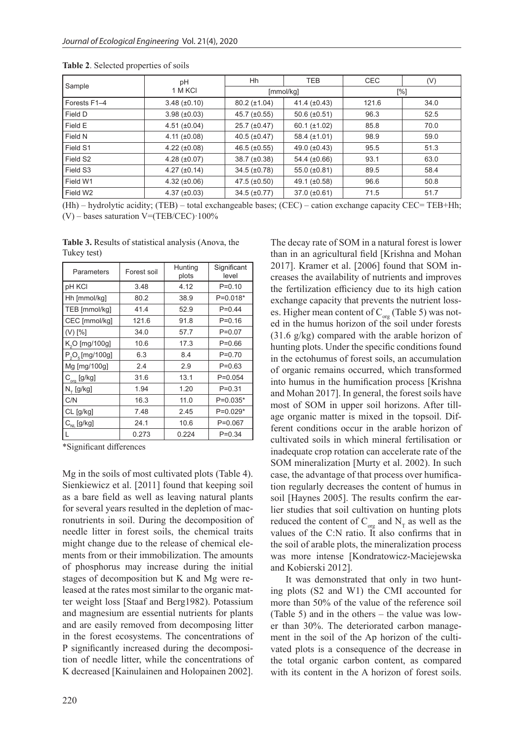**Table 2**. Selected properties of soils

| Sample | pH 1 M KCl | Hh | TEB | CEC | (V) |
|---|---|---|---|---|---|
| | | [mmol/kg] | | [%] | |
| Forests F1–4 | 3.48 (±0.10) | 80.2 (±1.04) | 41.4 (±0.43) | 121.6 | 34.0 |
| Field D | 3.98 (±0.03) | 45.7 (±0.55) | 50.6 (±0.51) | 96.3 | 52.5 |
| Field E | 4.51 (±0.04) | 25.7 (±0.47) | 60.1 (±1.02) | 85.8 | 70.0 |
| Field N | 4.11 (±0.08) | 40.5 (±0.47) | 58.4 (±1.01) | 98.9 | 59.0 |
| Field S1 | 4.22 (±0.08) | 46.5 (±0.55) | 49.0 (±0.43) | 95.5 | 51.3 |
| Field S2 | 4.28 (±0.07) | 38.7 (±0.38) | 54.4 (±0.66) | 93.1 | 63.0 |
| Field S3 | 4.27 (±0.14) | 34.5 (±0.78) | 55.0 (±0.81) | 89.5 | 58.4 |
| Field W1 | 4.32 (±0.06) | 47.5 (±0.50) | 49.1 (±0.58) | 96.6 | 50.8 |
| Field W2 | 4.37 (±0.03) | 34.5 (±0.77) | 37.0 (±0.61) | 71.5 | 51.7 |

(Hh) – hydrolytic acidity; (TEB) – total exchangeable bases; (CEC) – cation exchange capacity CEC= TEB+Hh; (V) – bases saturation V=(TEB/CEC)·100%

**Table 3.** Results of statistical analysis (Anova, the Tukey test)

| Parameters | Forest soil | Hunting plots | Significant level |
|---|---|---|---|
| pH KCl | 3.48 | 4.12 | P=0.10 |
| Hh [mmol/kg] | 80.2 | 38.9 | P=0.018* |
| TEB [mmol/kg] | 41.4 | 52.9 | P=0.44 |
| CEC [mmol/kg] | 121.6 | 91.8 | P=0.16 |
| (V) [%] | 34.0 | 57.7 | P=0.07 |
| $K_2O$ [mg/100g] | 10.6 | 17.3 | P=0.66 |
| $P_2O_5$ [mg/100g] | 6.3 | 8.4 | P=0.70 |
| Mg [mg/100g] | 2.4 | 2.9 | P=0.63 |
| $C_{org}$ [g/kg] | 31.6 | 13.1 | P=0.054 |
| $N_T$ [g/kg] | 1.94 | 1.20 | P=0.31 |
| C/N | 16.3 | 11.0 | P=0.035* |
| CL [g/kg] | 7.48 | 2.45 | P=0.029* |
| $C_{NL}$ [g/kg] | 24.1 | 10.6 | P=0.067 |
| L | 0.273 | 0.224 | P=0.34 |

*Significant differences

Mg in the soils of most cultivated plots (Table 4). Sienkiewicz et al. [2011] found that keeping soil as a bare field as well as leaving natural plants for several years resulted in the depletion of macronutrients in soil. During the decomposition of needle litter in forest soils, the chemical traits might change due to the release of chemical elements from or their immobilization. The amounts of phosphorus may increase during the initial stages of decomposition but K and Mg were released at the rates most similar to the organic matter weight loss [Staaf and Berg1982). Potassium and magnesium are essential nutrients for plants and are easily removed from decomposing litter in the forest ecosystems. The concentrations of P significantly increased during the decomposition of needle litter, while the concentrations of K decreased [Kainulainen and Holopainen 2002].

The decay rate of SOM in a natural forest is lower than in an agricultural field [Krishna and Mohan 2017]. Kramer et al. [2006] found that SOM increases the availability of nutrients and improves the fertilization efficiency due to its high cation exchange capacity that prevents the nutrient losses. Higher mean content of $C_{org}$ (Table 5) was noted in the humus horizon of the soil under forests (31.6 g/kg) compared with the arable horizon of hunting plots. Under the specific conditions found in the ectohumus of forest soils, an accumulation of organic remains occurred, which transformed into humus in the humification process [Krishna and Mohan 2017]. In general, the forest soils have most of SOM in upper soil horizons. After tillage organic matter is mixed in the topsoil. Different conditions occur in the arable horizon of cultivated soils in which mineral fertilisation or inadequate crop rotation can accelerate rate of the SOM mineralization [Murty et al. 2002). In such case, the advantage of that process over humification regularly decreases the content of humus in soil [Haynes 2005]. The results confirm the earlier studies that soil cultivation on hunting plots reduced the content of $C_{org}$ and $N_T$ as well as the values of the C:N ratio. It also confirms that in the soil of arable plots, the mineralization process was more intense [Kondratowicz-Maciejewska and Kobierski 2012].

It was demonstrated that only in two hunting plots (S2 and W1) the CMI accounted for more than 50% of the value of the reference soil (Table 5) and in the others – the value was lower than 30%. The deteriorated carbon management in the soil of the Ap horizon of the cultivated plots is a consequence of the decrease in the total organic carbon content, as compared with its content in the A horizon of forest soils.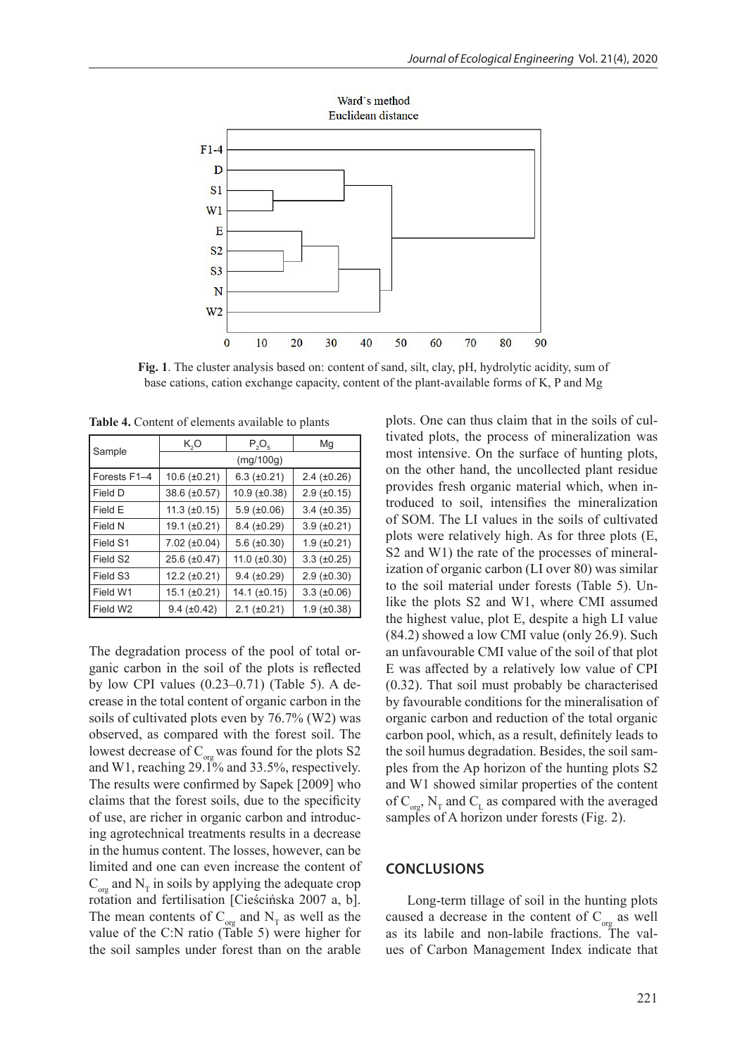Fig. 1. The cluster analysis based on: content of sand, silt, clay, pH, hydrolytic acidity, sum of base cations, cation exchange capacity, content of the plant-available forms of K, P and Mg

**Table 4.** Content of elements available to plants

| Sample | $K_2O$ | $P_2O_5$ | Mg |
|---|---|---|---|
| | (mg/100g) | | |
| Forests F1–4 | 10.6 (±0.21) | 6.3 (±0.21) | 2.4 (±0.26) |
| Field D | 38.6 (±0.57) | 10.9 (±0.38) | 2.9 (±0.15) |
| Field E | 11.3 (±0.15) | 5.9 (±0.06) | 3.4 (±0.35) |
| Field N | 19.1 (±0.21) | 8.4 (±0.29) | 3.9 (±0.21) |
| Field S1 | 7.02 (±0.04) | 5.6 (±0.30) | 1.9 (±0.21) |
| Field S2 | 25.6 (±0.47) | 11.0 (±0.30) | 3.3 (±0.25) |
| Field S3 | 12.2 (±0.21) | 9.4 (±0.29) | 2.9 (±0.30) |
| Field W1 | 15.1 (±0.21) | 14.1 (±0.15) | 3.3 (±0.06) |
| Field W2 | 9.4 (±0.42) | 2.1 (±0.21) | 1.9 (±0.38) |

The degradation process of the pool of total organic carbon in the soil of the plots is reflected by low CPI values (0.23–0.71) (Table 5). A decrease in the total content of organic carbon in the soils of cultivated plots even by 76.7% (W2) was observed, as compared with the forest soil. The lowest decrease of $C_{org}$ was found for the plots S2 and W1, reaching 29.1% and 33.5%, respectively. The results were confirmed by Sapek [2009] who claims that the forest soils, due to the specificity of use, are richer in organic carbon and introducing agrotechnical treatments results in a decrease in the humus content. The losses, however, can be limited and one can even increase the content of $C_{org}$ and $N_T$ in soils by applying the adequate crop rotation and fertilisation [Cieścińska 2007 a, b]. The mean contents of $C_{org}$ and $N_T$ as well as the value of the C:N ratio (Table 5) were higher for the soil samples under forest than on the arable plots. One can thus claim that in the soils of cultivated plots, the process of mineralization was most intensive. On the surface of hunting plots, on the other hand, the uncollected plant residue provides fresh organic material which, when introduced to soil, intensifies the mineralization of SOM. The LI values in the soils of cultivated plots were relatively high. As for three plots (E, S2 and W1) the rate of the processes of mineralization of organic carbon (LI over 80) was similar to the soil material under forests (Table 5). Unlike the plots S2 and W1, where CMI assumed the highest value, plot E, despite a high LI value (84.2) showed a low CMI value (only 26.9). Such an unfavourable CMI value of the soil of that plot E was affected by a relatively low value of CPI (0.32). That soil must probably be characterised by favourable conditions for the mineralisation of organic carbon and reduction of the total organic carbon pool, which, as a result, definitely leads to the soil humus degradation. Besides, the soil samples from the Ap horizon of the hunting plots S2 and W1 showed similar properties of the content of $C_{org}$, $N_T$ and $C_L$ as compared with the averaged samples of A horizon under forests (Fig. 2).

## CONCLUSIONS

Long-term tillage of soil in the hunting plots caused a decrease in the content of $C_{org}$ as well as its labile and non-labile fractions. The values of Carbon Management Index indicate that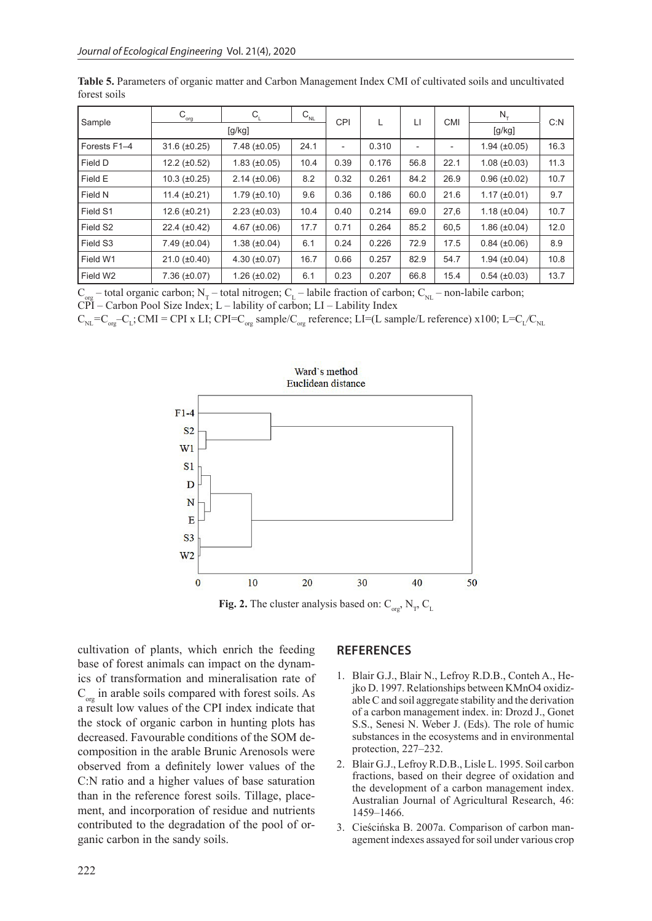**Table 5.** Parameters of organic matter and Carbon Management Index CMI of cultivated soils and uncultivated forest soils

| Sample | $C_{org}$ | $C_L$ | $C_{NL}$ | CPI | L | LI | CMI | $N_T$ | C:N |
|---|---|---|---|---|---|---|---|---|---|
| | [g/kg] | | | | | | | [g/kg] | |
| Forests F1–4 | 31.6 (±0.25) | 7.48 (±0.05) | 24.1 | - | 0.310 | - | - | 1.94 (±0.05) | 16.3 |
| Field D | 12.2 (±0.52) | 1.83 (±0.05) | 10.4 | 0.39 | 0.176 | 56.8 | 22.1 | 1.08 (±0.03) | 11.3 |
| Field E | 10.3 (±0.25) | 2.14 (±0.06) | 8.2 | 0.32 | 0.261 | 84.2 | 26.9 | 0.96 (±0.02) | 10.7 |
| Field N | 11.4 (±0.21) | 1.79 (±0.10) | 9.6 | 0.36 | 0.186 | 60.0 | 21.6 | 1.17 (±0.01) | 9.7 |
| Field S1 | 12.6 (±0.21) | 2.23 (±0.03) | 10.4 | 0.40 | 0.214 | 69.0 | 27,6 | 1.18 (±0.04) | 10.7 |
| Field S2 | 22.4 (±0.42) | 4.67 (±0.06) | 17.7 | 0.71 | 0.264 | 85.2 | 60,5 | 1.86 (±0.04) | 12.0 |
| Field S3 | 7.49 (±0.04) | 1.38 (±0.04) | 6.1 | 0.24 | 0.226 | 72.9 | 17.5 | 0.84 (±0.06) | 8.9 |
| Field W1 | 21.0 (±0.40) | 4.30 (±0.07) | 16.7 | 0.66 | 0.257 | 82.9 | 54.7 | 1.94 (±0.04) | 10.8 |
| Field W2 | 7.36 (±0.07) | 1.26 (±0.02) | 6.1 | 0.23 | 0.207 | 66.8 | 15.4 | 0.54 (±0.03) | 13.7 |

$C_{org}$ – total organic carbon; $N_T$ – total nitrogen; $C_L$ – labile fraction of carbon; $C_{NL}$ – non-labile carbon; CPI – Carbon Pool Size Index; L – lability of carbon; LI – Lability Index

$C_{NL}=C_{org}-C_L$; CMI = CPI x LI; CPI=$C_{org}$ sample/$C_{org}$ reference; LI=(L sample/L reference) x100; $L=C_L/C_{NL}$

**Fig. 2.** The cluster analysis based on: $C_{org}$, $N_T$, $C_L$

cultivation of plants, which enrich the feeding base of forest animals can impact on the dynamics of transformation and mineralisation rate of $C_{org}$ in arable soils compared with forest soils. As a result low values of the CPI index indicate that the stock of organic carbon in hunting plots has decreased. Favourable conditions of the SOM decomposition in the arable Brunic Arenosols were observed from a definitely lower values of the C:N ratio and a higher values of base saturation than in the reference forest soils. Tillage, placement, and incorporation of residue and nutrients contributed to the degradation of the pool of organic carbon in the sandy soils.

## REFERENCES

1. Blair G.J., Blair N., Lefroy R.D.B., Conteh A., Hejko D. 1997. Relationships between KMnO4 oxidizable C and soil aggregate stability and the derivation of a carbon management index. in: Drozd J., Gonet S.S., Senesi N. Weber J. (Eds). The role of humic substances in the ecosystems and in environmental protection, 227–232.
2. Blair G.J., Lefroy R.D.B., Lisle L. 1995. Soil carbon fractions, based on their degree of oxidation and the development of a carbon management index. Australian Journal of Agricultural Research, 46: 1459–1466.
3. Cieścińska B. 2007a. Comparison of carbon management indexes assayed for soil under various crop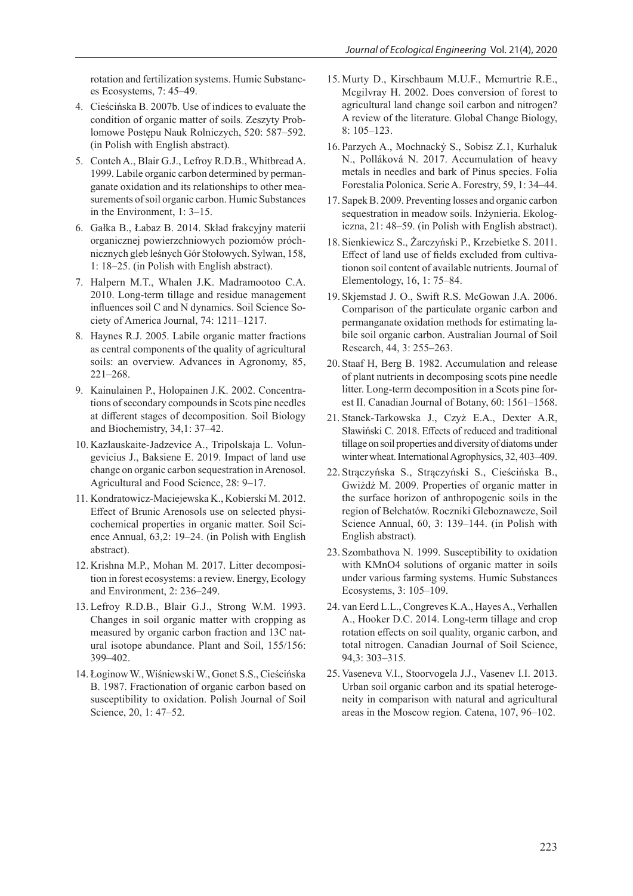rotation and fertilization systems. Humic Substances Ecosystems, 7: 45–49.

4. Cieścińska B. 2007b. Use of indices to evaluate the condition of organic matter of soils. Zeszyty Problomowe Postępu Nauk Rolniczych, 520: 587–592. (in Polish with English abstract).
5. Conteh A., Blair G.J., Lefroy R.D.B., Whitbread A. 1999. Labile organic carbon determined by permanganate oxidation and its relationships to other measurements of soil organic carbon. Humic Substances in the Environment, 1: 3–15.
6. Gałka B., Łabaz B. 2014. Skład frakcyjny materii organicznej powierzchniowych poziomów próchnicznych gleb leśnych Gór Stołowych. Sylwan, 158, 1: 18–25. (in Polish with English abstract).
7. Halpern M.T., Whalen J.K. Madramootoo C.A. 2010. Long-term tillage and residue management influences soil C and N dynamics. Soil Science Society of America Journal, 74: 1211–1217.
8. Haynes R.J. 2005. Labile organic matter fractions as central components of the quality of agricultural soils: an overview. Advances in Agronomy, 85, 221–268.
9. Kainulainen P., Holopainen J.K. 2002. Concentrations of secondary compounds in Scots pine needles at different stages of decomposition. Soil Biology and Biochemistry, 34,1: 37–42.
10. Kazlauskaite-Jadzevice A., Tripolskaja L. Volungevicius J., Baksiene E. 2019. Impact of land use change on organic carbon sequestration in Arenosol. Agricultural and Food Science, 28: 9–17.
11. Kondratowicz-Maciejewska K., Kobierski M. 2012. Effect of Brunic Arenosols use on selected physicochemical properties in organic matter. Soil Science Annual, 63,2: 19–24. (in Polish with English abstract).
12. Krishna M.P., Mohan M. 2017. Litter decomposition in forest ecosystems: a review. Energy, Ecology and Environment, 2: 236–249.
13. Lefroy R.D.B., Blair G.J., Strong W.M. 1993. Changes in soil organic matter with cropping as measured by organic carbon fraction and 13C natural isotope abundance. Plant and Soil, 155/156: 399–402.
14. Łoginow W., Wiśniewski W., Gonet S.S., Cieścińska B. 1987. Fractionation of organic carbon based on susceptibility to oxidation. Polish Journal of Soil Science, 20, 1: 47–52.
15. Murty D., Kirschbaum M.U.F., Mcmurtrie R.E., Mcgilvray H. 2002. Does conversion of forest to agricultural land change soil carbon and nitrogen? A review of the literature. Global Change Biology, 8: 105–123.
16. Parzych A., Mochnacký S., Sobisz Z.1, Kurhaluk N., Polláková N. 2017. Accumulation of heavy metals in needles and bark of Pinus species. Folia Forestalia Polonica. Serie A. Forestry, 59, 1: 34–44.
17. Sapek B. 2009. Preventing losses and organic carbon sequestration in meadow soils. Inżynieria. Ekologiczna, 21: 48–59. (in Polish with English abstract).
18. Sienkiewicz S., Żarczyński P., Krzebietke S. 2011. Effect of land use of fields excluded from cultivationon soil content of available nutrients. Journal of Elementology, 16, 1: 75–84.
19. Skjemstad J. O., Swift R.S. McGowan J.A. 2006. Comparison of the particulate organic carbon and permanganate oxidation methods for estimating labile soil organic carbon. Australian Journal of Soil Research, 44, 3: 255–263.
20. Staaf H, Berg B. 1982. Accumulation and release of plant nutrients in decomposing scots pine needle litter. Long-term decomposition in a Scots pine forest II. Canadian Journal of Botany, 60: 1561–1568.
21. Stanek-Tarkowska J., Czyż E.A., Dexter A.R, Sławiński C. 2018. Effects of reduced and traditional tillage on soil properties and diversity of diatoms under winter wheat. International Agrophysics, 32, 403–409.
22. Strączyńska S., Strączyński S., Cieścińska B., Gwiżdż M. 2009. Properties of organic matter in the surface horizon of anthropogenic soils in the region of Bełchatów. Roczniki Gleboznawcze, Soil Science Annual, 60, 3: 139–144. (in Polish with English abstract).
23. Szombathova N. 1999. Susceptibility to oxidation with KMnO4 solutions of organic matter in soils under various farming systems. Humic Substances Ecosystems, 3: 105–109.
24. van Eerd L.L., Congreves K.A., Hayes A., Verhallen A., Hooker D.C. 2014. Long-term tillage and crop rotation effects on soil quality, organic carbon, and total nitrogen. Canadian Journal of Soil Science, 94,3: 303–315.
25. Vaseneva V.I., Stoorvogela J.J., Vasenev I.I. 2013. Urban soil organic carbon and its spatial heterogeneity in comparison with natural and agricultural areas in the Moscow region. Catena, 107, 96–102.